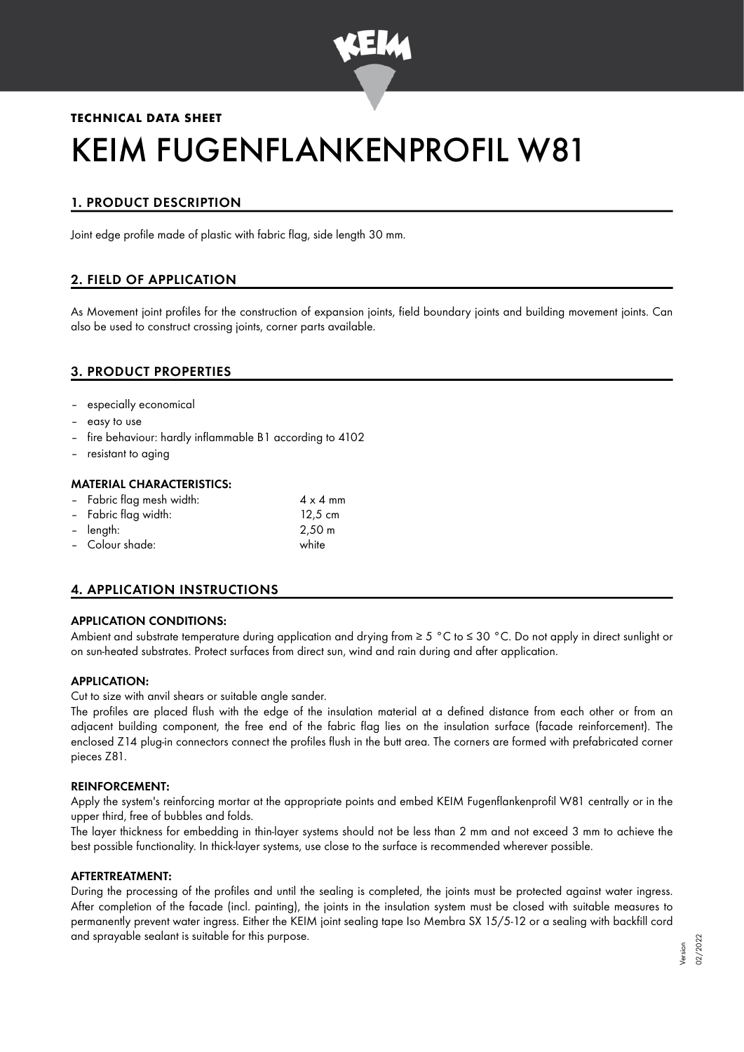**TECHNICAL DATA SHEET**

# KEIM FUGENFLANKENPROFIL W81

## 1. PRODUCT DESCRIPTION

Joint edge profile made of plastic with fabric flag, side length 30 mm.

## 2. FIELD OF APPLICATION

As Movement joint profiles for the construction of expansion joints, field boundary joints and building movement joints. Can also be used to construct crossing joints, corner parts available.

## 3. PRODUCT PROPERTIES

- especially economical
- easy to use
- fire behaviour: hardly inflammable B1 according to 4102
- resistant to aging

### MATERIAL CHARACTERISTICS:

| | |
|---|---|
| – Fabric flag mesh width: | 4 x 4 mm |
| – Fabric flag width: | 12,5 cm |
| – length: | 2,50 m |
| – Colour shade: | white |

## 4. APPLICATION INSTRUCTIONS

### APPLICATION CONDITIONS:

Ambient and substrate temperature during application and drying from ≥ 5 °C to ≤ 30 °C. Do not apply in direct sunlight or on sun-heated substrates. Protect surfaces from direct sun, wind and rain during and after application.

### APPLICATION:

Cut to size with anvil shears or suitable angle sander.

The profiles are placed flush with the edge of the insulation material at a defined distance from each other or from an adjacent building component, the free end of the fabric flag lies on the insulation surface (facade reinforcement). The enclosed Z14 plug-in connectors connect the profiles flush in the butt area. The corners are formed with prefabricated corner pieces Z81.

### REINFORCEMENT:

Apply the system's reinforcing mortar at the appropriate points and embed KEIM Fugenflankenprofil W81 centrally or in the upper third, free of bubbles and folds.

The layer thickness for embedding in thin-layer systems should not be less than 2 mm and not exceed 3 mm to achieve the best possible functionality. In thick-layer systems, use close to the surface is recommended wherever possible.

### AFTERTREATMENT:

During the processing of the profiles and until the sealing is completed, the joints must be protected against water ingress. After completion of the facade (incl. painting), the joints in the insulation system must be closed with suitable measures to permanently prevent water ingress. Either the KEIM joint sealing tape Iso Membra SX 15/5-12 or a sealing with backfill cord and sprayable sealant is suitable for this purpose.

Version 02/2022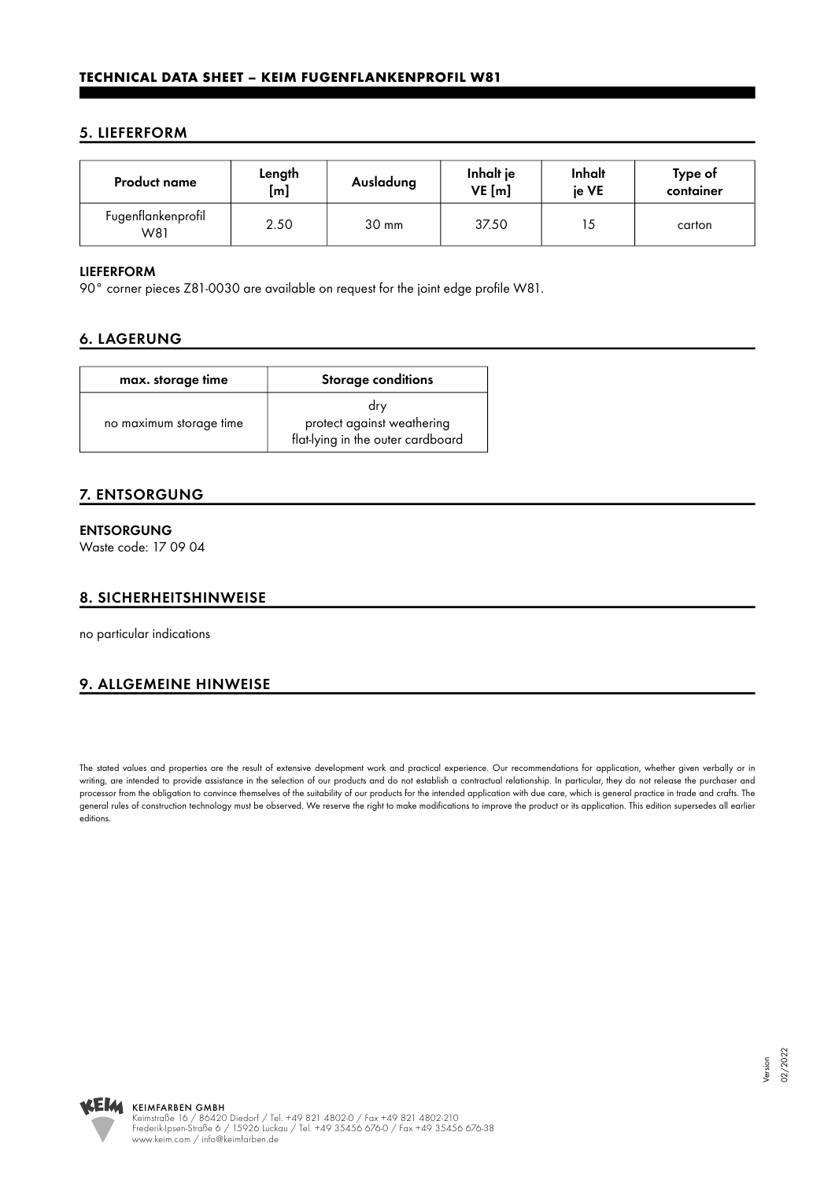## 5. LIEFERFORM

| Product name | Length [m] | Ausladung | Inhalt je VE [m] | Inhalt je VE | Type of container |
|---|---|---|---|---|---|
| Fugenflankenprofil W81 | 2.50 | 30 mm | 37.50 | 15 | carton |

### LIEFERFORM

90° corner pieces Z81-0030 are available on request for the joint edge profile W81.

## 6. LAGERUNG

| max. storage time | Storage conditions |
|---|---|
| no maximum storage time | dry<br>protect against weathering<br>flat-lying in the outer cardboard |

## 7. ENTSORGUNG

### ENTSORGUNG

Waste code: 17 09 04

## 8. SICHERHEITSHINWEISE

no particular indications

## 9. ALLGEMEINE HINWEISE

The stated values and properties are the result of extensive development work and practical experience. Our recommendations for application, whether given verbally or in writing, are intended to provide assistance in the selection of our products and do not establish a contractual relationship. In particular, they do not release the purchaser and processor from the obligation to convince themselves of the suitability of our products for the intended application with due care, which is general practice in trade and crafts. The general rules of construction technology must be observed. We reserve the right to make modifications to improve the product or its application. This edition supersedes all earlier editions.

KEIMFARBEN GMBH
Keimstraße 16 / 86420 Diedorf / Tel. +49 821 4802-0 / Fax +49 821 4802-210
Frederik-Ipsen-Straße 6 / 15926 Luckau / Tel. +49 35456 676-0 / Fax +49 35456 676-38
www.keim.com / info@keimfarben.de

Version 02/2022